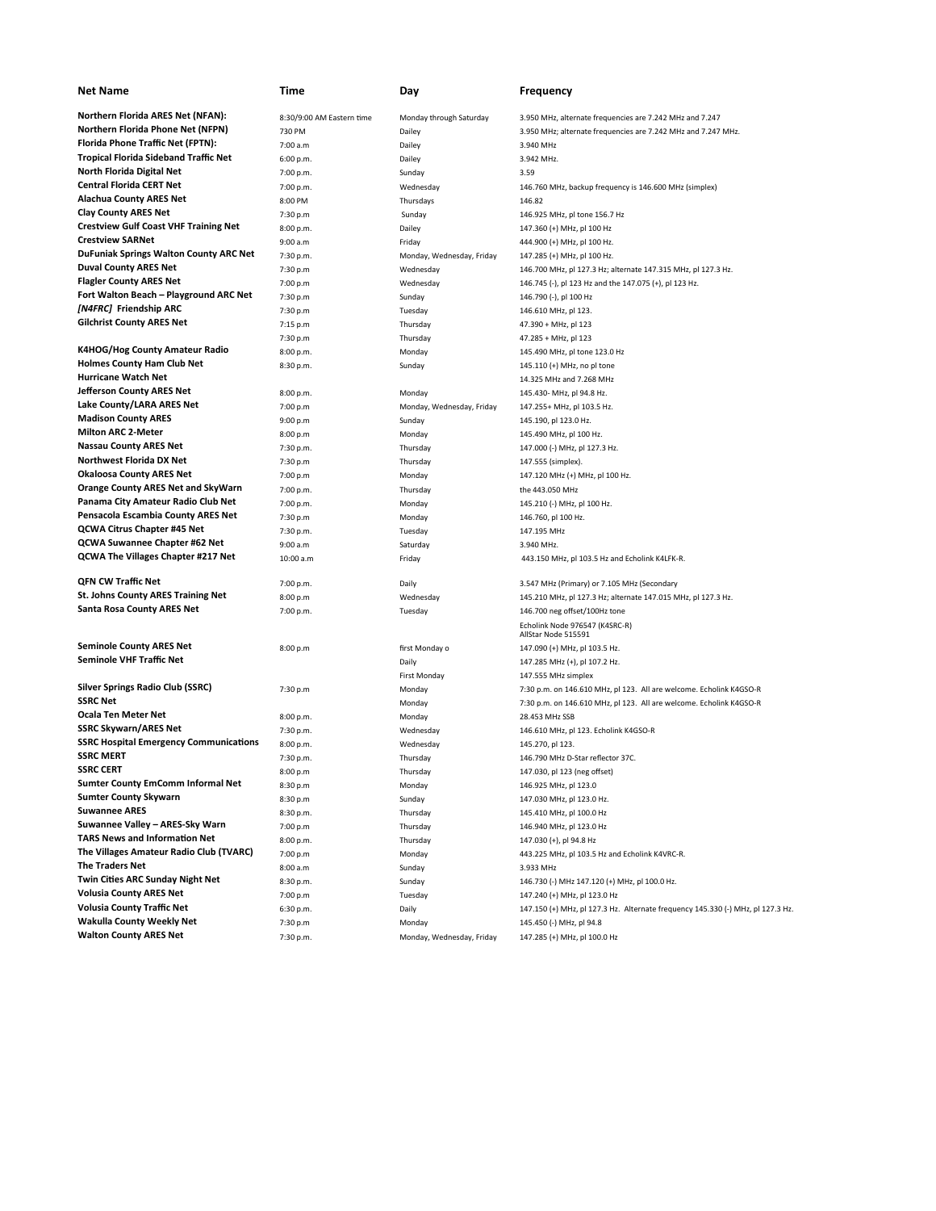| Net Name | Time | Day | Frequency |
|---|---|---|---|
| **Northern Florida ARES Net (NFAN):** | 8:30/9:00 AM Eastern time | Monday through Saturday | 3.950 MHz, alternate frequencies are 7.242 MHz and 7.247 |
| **Northern Florida Phone Net (NFPN)** | 730 PM | Dailey | 3.950 MHz; alternate frequencies are 7.242 MHz and 7.247 MHz. |
| **Florida Phone Traffic Net (FPTN):** | 7:00 a.m | Dailey | 3.940 MHz |
| **Tropical Florida Sideband Traffic Net** | 6:00 p.m. | Dailey | 3.942 MHz. |
| **North Florida Digital Net** | 7:00 p.m. | Sunday | 3.59 |
| **Central Florida CERT Net** | 7:00 p.m. | Wednesday | 146.760 MHz, backup frequency is 146.600 MHz (simplex) |
| **Alachua County ARES Net** | 8:00 PM | Thursdays | 146.82 |
| **Clay County ARES Net** | 7:30 p.m | Sunday | 146.925 MHz, pl tone 156.7 Hz |
| **Crestview Gulf Coast VHF Training Net** | 8:00 p.m. | Dailey | 147.360 (+) MHz, pl 100 Hz |
| **Crestview SARNet** | 9:00 a.m | Friday | 444.900 (+) MHz, pl 100 Hz. |
| **DuFuniak Springs Walton County ARC Net** | 7:30 p.m. | Monday, Wednesday, Friday | 147.285 (+) MHz, pl 100 Hz. |
| **Duval County ARES Net** | 7:30 p.m | Wednesday | 146.700 MHz, pl 127.3 Hz; alternate 147.315 MHz, pl 127.3 Hz. |
| **Flagler County ARES Net** | 7:00 p.m | Wednesday | 146.745 (-), pl 123 Hz and the 147.075 (+), pl 123 Hz. |
| **Fort Walton Beach – Playground ARC Net** | 7:30 p.m | Sunday | 146.790 (-), pl 100 Hz |
| ***[N4FRC]* Friendship ARC** | 7:30 p.m | Tuesday | 146.610 MHz, pl 123. |
| **Gilchrist County ARES Net** | 7:15 p.m | Thursday | 47.390 + MHz, pl 123 |
| | 7:30 p.m | Thursday | 47.285 + MHz, pl 123 |
| **K4HOG/Hog County Amateur Radio** | 8:00 p.m. | Monday | 145.490 MHz, pl tone 123.0 Hz |
| **Holmes County Ham Club Net** | 8:30 p.m. | Sunday | 145.110 (+) MHz, no pl tone |
| **Hurricane Watch Net** | | | 14.325 MHz and 7.268 MHz |
| **Jefferson County ARES Net** | 8:00 p.m. | Monday | 145.430- MHz, pl 94.8 Hz. |
| **Lake County/LARA ARES Net** | 7:00 p.m | Monday, Wednesday, Friday | 147.255+ MHz, pl 103.5 Hz. |
| **Madison County ARES** | 9:00 p.m | Sunday | 145.190, pl 123.0 Hz. |
| **Milton ARC 2-Meter** | 8:00 p.m | Monday | 145.490 MHz, pl 100 Hz. |
| **Nassau County ARES Net** | 7:30 p.m. | Thursday | 147.000 (-) MHz, pl 127.3 Hz. |
| **Northwest Florida DX Net** | 7:30 p.m | Thursday | 147.555 (simplex). |
| **Okaloosa County ARES Net** | 7:00 p.m | Monday | 147.120 MHz (+) MHz, pl 100 Hz. |
| **Orange County ARES Net and SkyWarn** | 7:00 p.m. | Thursday | the 443.050 MHz |
| **Panama City Amateur Radio Club Net** | 7:00 p.m. | Monday | 145.210 (-) MHz, pl 100 Hz. |
| **Pensacola Escambia County ARES Net** | 7:30 p.m | Monday | 146.760, pl 100 Hz. |
| **QCWA Citrus Chapter #45 Net** | 7:30 p.m. | Tuesday | 147.195 MHz |
| **QCWA Suwannee Chapter #62 Net** | 9:00 a.m | Saturday | 3.940 MHz. |
| **QCWA The Villages Chapter #217 Net** | 10:00 a.m | Friday | 443.150 MHz, pl 103.5 Hz and Echolink K4LFK-R. |
| **QFN CW Traffic Net** | 7:00 p.m. | Daily | 3.547 MHz (Primary) or 7.105 MHz (Secondary |
| **St. Johns County ARES Training Net** | 8:00 p.m | Wednesday | 145.210 MHz, pl 127.3 Hz; alternate 147.015 MHz, pl 127.3 Hz. |
| **Santa Rosa County ARES Net** | 7:00 p.m. | Tuesday | 146.700 neg offset/100Hz tone |
| | | | Echolink Node 976547 (K4SRC-R) AllStar Node 515591 |
| **Seminole County ARES Net** | 8:00 p.m | first Monday o | 147.090 (+) MHz, pl 103.5 Hz. |
| **Seminole VHF Traffic Net** | | Daily | 147.285 MHz (+), pl 107.2 Hz. |
| | | First Monday | 147.555 MHz simplex |
| **Silver Springs Radio Club (SSRC)** | 7:30 p.m | Monday | 7:30 p.m. on 146.610 MHz, pl 123. All are welcome. Echolink K4GSO-R |
| **SSRC Net** | | Monday | 7:30 p.m. on 146.610 MHz, pl 123. All are welcome. Echolink K4GSO-R |
| **Ocala Ten Meter Net** | 8:00 p.m. | Monday | 28.453 MHz SSB |
| **SSRC Skywarn/ARES Net** | 7:30 p.m. | Wednesday | 146.610 MHz, pl 123. Echolink K4GSO-R |
| **SSRC Hospital Emergency Communications** | 8:00 p.m. | Wednesday | 145.270, pl 123. |
| **SSRC MERT** | 7:30 p.m. | Thursday | 146.790 MHz D-Star reflector 37C. |
| **SSRC CERT** | 8:00 p.m | Thursday | 147.030, pl 123 (neg offset) |
| **Sumter County EmComm Informal Net** | 8:30 p.m | Monday | 146.925 MHz, pl 123.0 |
| **Sumter County Skywarn** | 8:30 p.m | Sunday | 147.030 MHz, pl 123.0 Hz. |
| **Suwannee ARES** | 8:30 p.m. | Thursday | 145.410 MHz, pl 100.0 Hz |
| **Suwannee Valley – ARES-Sky Warn** | 7:00 p.m | Thursday | 146.940 MHz, pl 123.0 Hz |
| **TARS News and Information Net** | 8:00 p.m. | Thursday | 147.030 (+), pl 94.8 Hz |
| **The Villages Amateur Radio Club (TVARC)** | 7:00 p.m | Monday | 443.225 MHz, pl 103.5 Hz and Echolink K4VRC-R. |
| **The Traders Net** | 8:00 a.m | Sunday | 3.933 MHz |
| **Twin Cities ARC Sunday Night Net** | 8:30 p.m. | Sunday | 146.730 (-) MHz 147.120 (+) MHz, pl 100.0 Hz. |
| **Volusia County ARES Net** | 7:00 p.m | Tuesday | 147.240 (+) MHz, pl 123.0 Hz |
| **Volusia County Traffic Net** | 6:30 p.m. | Daily | 147.150 (+) MHz, pl 127.3 Hz. Alternate frequency 145.330 (-) MHz, pl 127.3 Hz. |
| **Wakulla County Weekly Net** | 7:30 p.m | Monday | 145.450 (-) MHz, pl 94.8 |
| **Walton County ARES Net** | 7:30 p.m. | Monday, Wednesday, Friday | 147.285 (+) MHz, pl 100.0 Hz |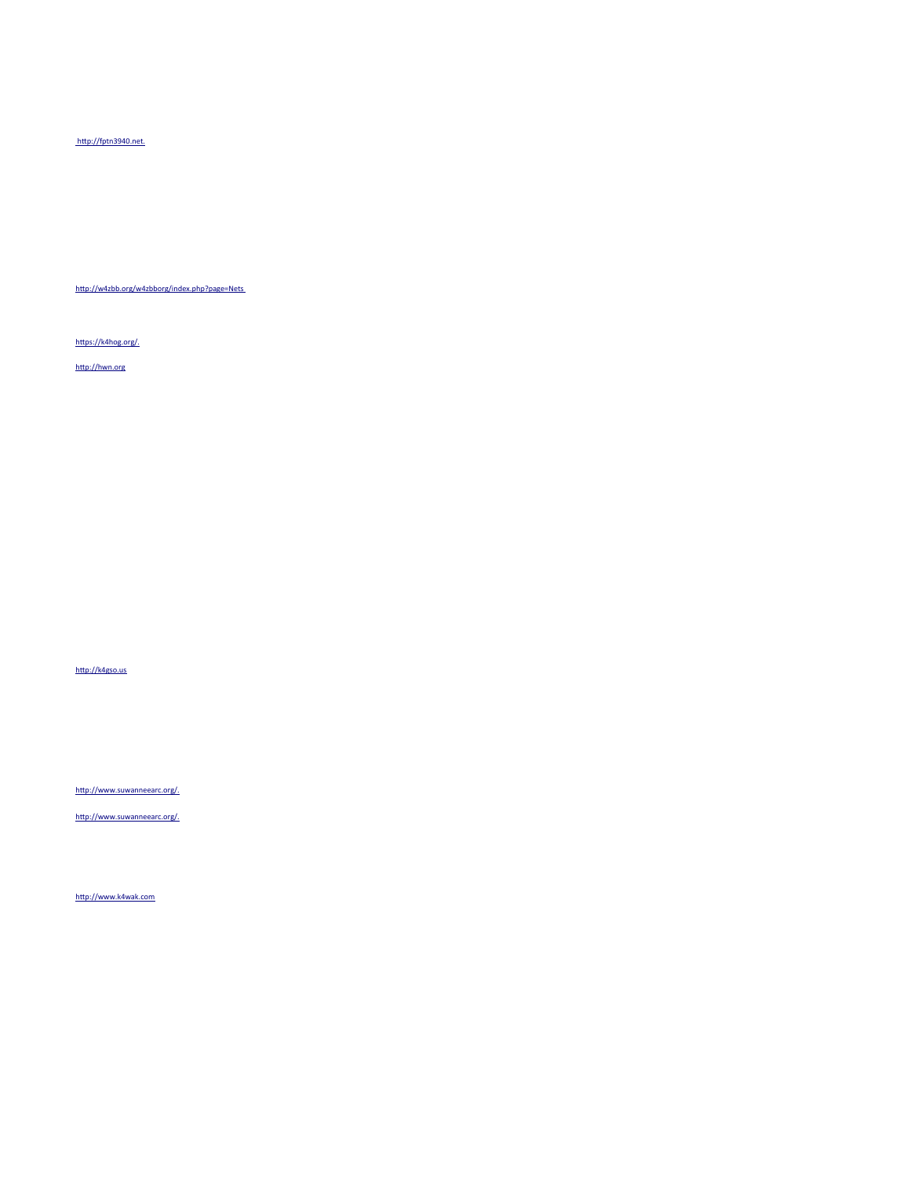http://fptn3940.net.

http://w4zbb.org/w4zbborg/index.php?page=Nets

https://k4hog.org/.

http://hwn.org

http://k4gso.us

http://www.suwanneearc.org/.

http://www.suwanneearc.org/.

http://www.k4wak.com